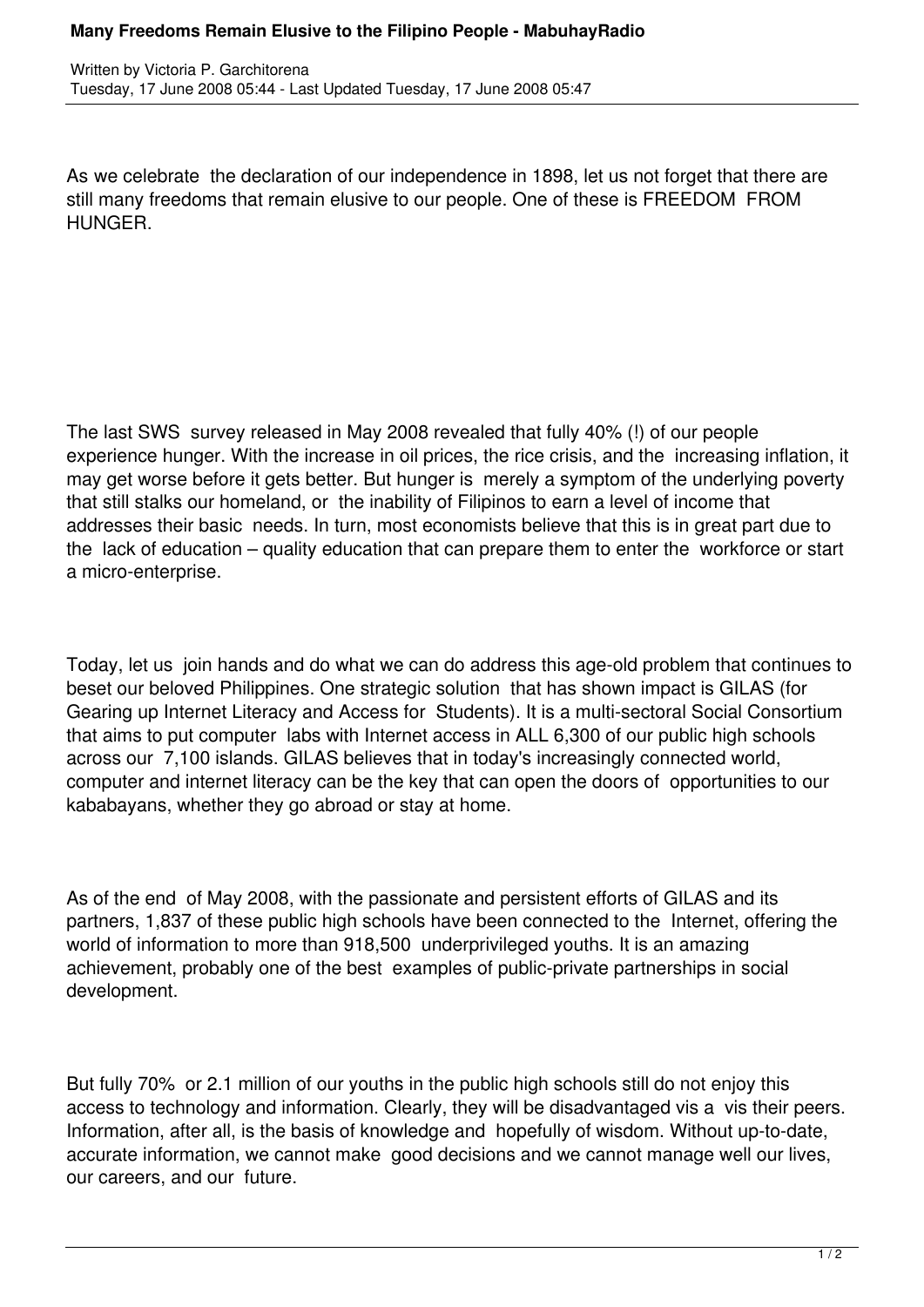# Many Freedoms Remain Elusive to the Filipino People - MabuhayRadio

Written by Victoria P. Garchitorena
Tuesday, 17 June 2008 05:44 - Last Updated Tuesday, 17 June 2008 05:47

As we celebrate the declaration of our independence in 1898, let us not forget that there are still many freedoms that remain elusive to our people. One of these is FREEDOM FROM HUNGER.

The last SWS survey released in May 2008 revealed that fully 40% (!) of our people experience hunger. With the increase in oil prices, the rice crisis, and the increasing inflation, it may get worse before it gets better. But hunger is merely a symptom of the underlying poverty that still stalks our homeland, or the inability of Filipinos to earn a level of income that addresses their basic needs. In turn, most economists believe that this is in great part due to the lack of education – quality education that can prepare them to enter the workforce or start a micro-enterprise.

Today, let us join hands and do what we can do address this age-old problem that continues to beset our beloved Philippines. One strategic solution that has shown impact is GILAS (for Gearing up Internet Literacy and Access for Students). It is a multi-sectoral Social Consortium that aims to put computer labs with Internet access in ALL 6,300 of our public high schools across our 7,100 islands. GILAS believes that in today's increasingly connected world, computer and internet literacy can be the key that can open the doors of opportunities to our kababayans, whether they go abroad or stay at home.

As of the end of May 2008, with the passionate and persistent efforts of GILAS and its partners, 1,837 of these public high schools have been connected to the Internet, offering the world of information to more than 918,500 underprivileged youths. It is an amazing achievement, probably one of the best examples of public-private partnerships in social development.

But fully 70% or 2.1 million of our youths in the public high schools still do not enjoy this access to technology and information. Clearly, they will be disadvantaged vis a vis their peers. Information, after all, is the basis of knowledge and hopefully of wisdom. Without up-to-date, accurate information, we cannot make good decisions and we cannot manage well our lives, our careers, and our future.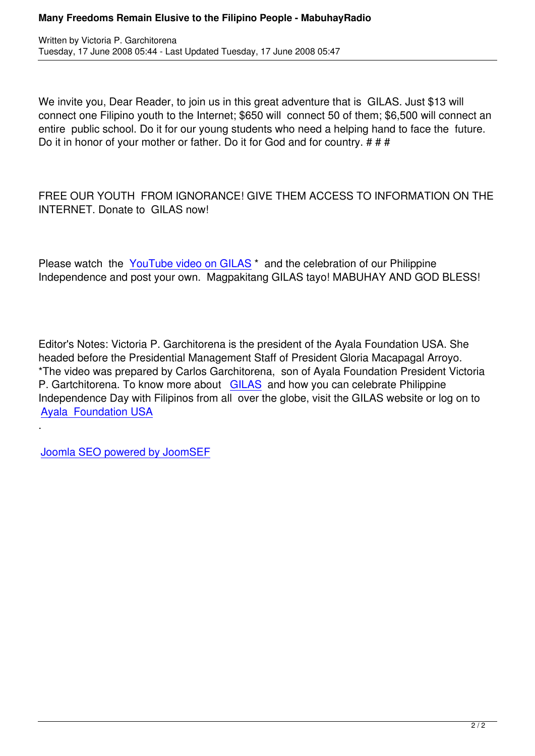We invite you, Dear Reader, to join us in this great adventure that is GILAS. Just $13 will connect one Filipino youth to the Internet; $650 will connect 50 of them; $6,500 will connect an entire public school. Do it for our young students who need a helping hand to face the future. Do it in honor of your mother or father. Do it for God and for country. # # #

FREE OUR YOUTH FROM IGNORANCE! GIVE THEM ACCESS TO INFORMATION ON THE INTERNET. Donate to GILAS now!

Please watch the YouTube video on GILAS * and the celebration of our Philippine Independence and post your own. Magpakitang GILAS tayo! MABUHAY AND GOD BLESS!

Editor's Notes: Victoria P. Garchitorena is the president of the Ayala Foundation USA. She headed before the Presidential Management Staff of President Gloria Macapagal Arroyo. *The video was prepared by Carlos Garchitorena, son of Ayala Foundation President Victoria P. Gartchitorena. To know more about GILAS and how you can celebrate Philippine Independence Day with Filipinos from all over the globe, visit the GILAS website or log on to Ayala Foundation USA

.

Joomla SEO powered by JoomSEF